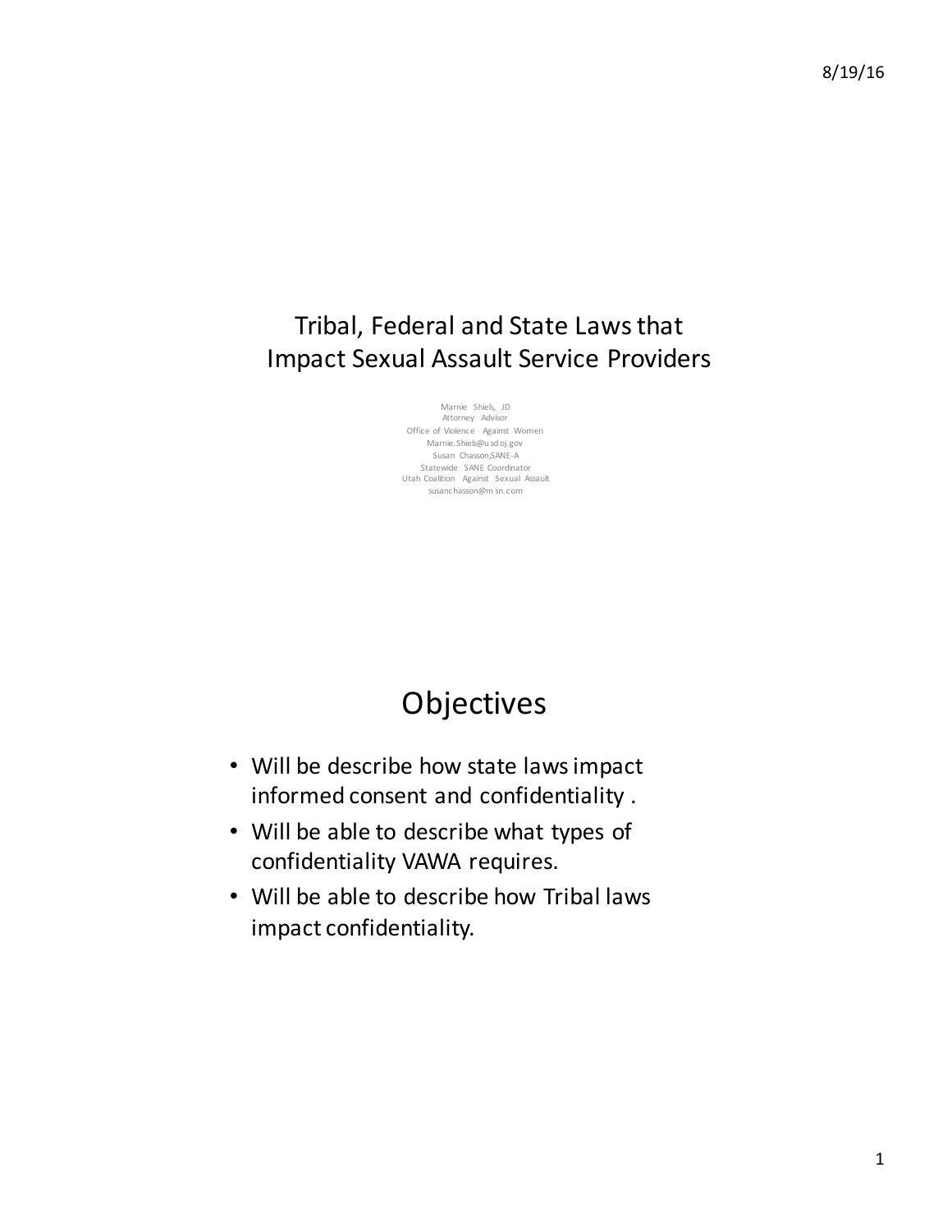# Tribal, Federal and State Laws that Impact Sexual Assault Service Providers

Marnie Shiels, JD
Attorney Advisor
Office of Violence Against Women
Marnie.Shiels@usdoj.gov
Susan Chasson,SANE-A
Statewide SANE Coordinator
Utah Coalition Against Sexual Assault
susanchasson@msn.com

# Objectives

- Will be describe how state laws impact informed consent and confidentiality .
- Will be able to describe what types of confidentiality VAWA requires.
- Will be able to describe how Tribal laws impact confidentiality.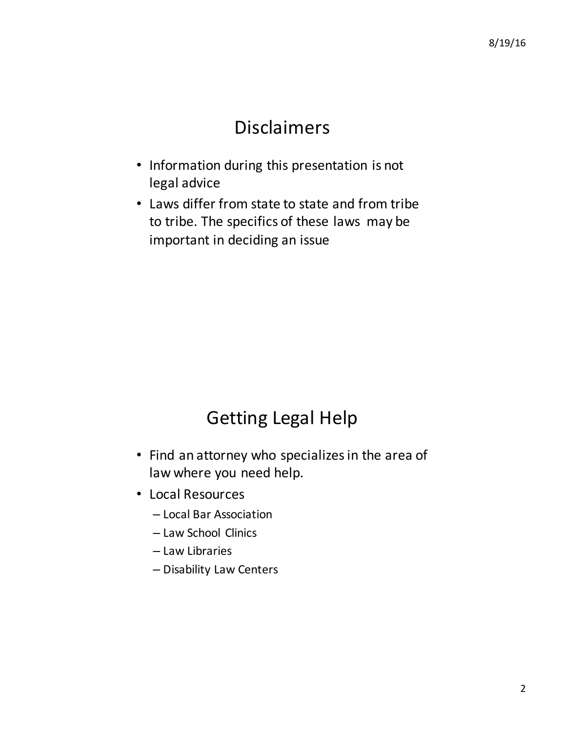## Disclaimers

- Information during this presentation is not legal advice
- Laws differ from state to state and from tribe to tribe. The specifics of these laws may be important in deciding an issue

## Getting Legal Help

- Find an attorney who specializes in the area of law where you need help.
- Local Resources
  - Local Bar Association
  - Law School Clinics
  - Law Libraries
  - Disability Law Centers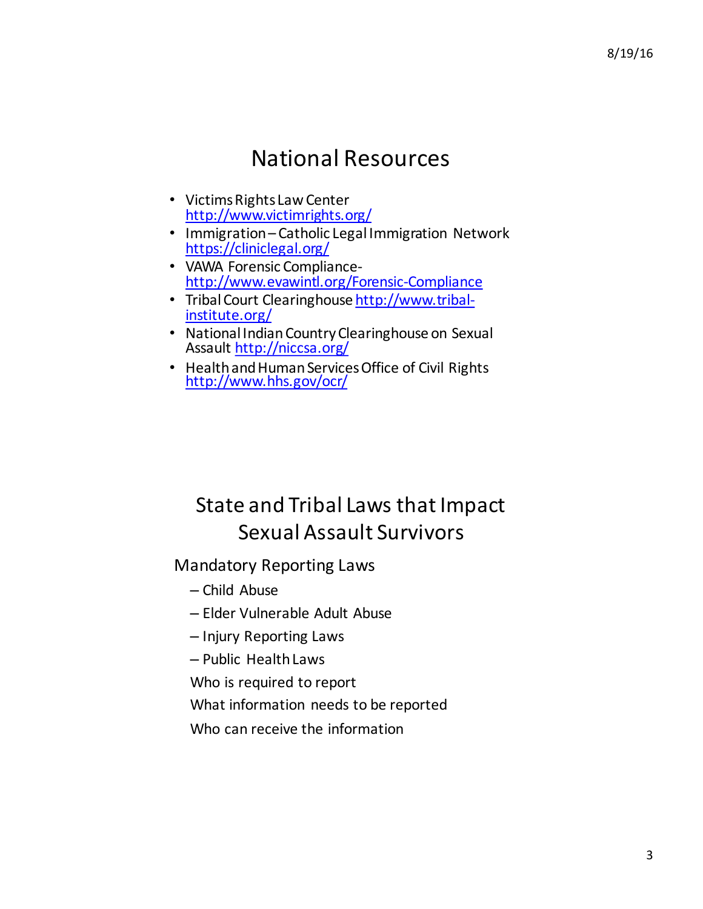# National Resources

- Victims Rights Law Center http://www.victimrights.org/
- Immigration – Catholic Legal Immigration Network https://cliniclegal.org/
- VAWA Forensic Compliance- http://www.evawintl.org/Forensic-Compliance
- Tribal Court Clearinghouse http://www.tribal-institute.org/
- National Indian Country Clearinghouse on Sexual Assault http://niccsa.org/
- Health and Human Services Office of Civil Rights http://www.hhs.gov/ocr/

# State and Tribal Laws that Impact Sexual Assault Survivors

Mandatory Reporting Laws

- Child Abuse
- Elder Vulnerable Adult Abuse
- Injury Reporting Laws
- Public Health Laws

Who is required to report

What information needs to be reported

Who can receive the information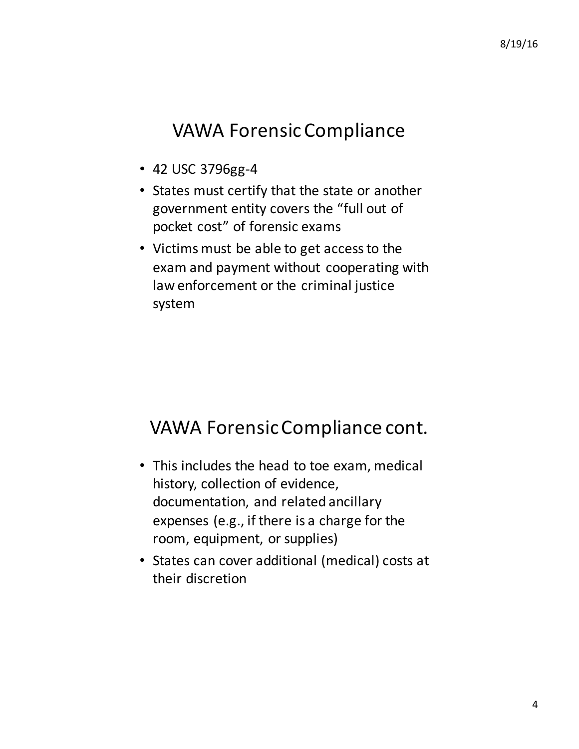## VAWA Forensic Compliance

- 42 USC 3796gg-4
- States must certify that the state or another government entity covers the "full out of pocket cost" of forensic exams
- Victims must be able to get access to the exam and payment without cooperating with law enforcement or the criminal justice system

## VAWA Forensic Compliance cont.

- This includes the head to toe exam, medical history, collection of evidence, documentation, and related ancillary expenses (e.g., if there is a charge for the room, equipment, or supplies)
- States can cover additional (medical) costs at their discretion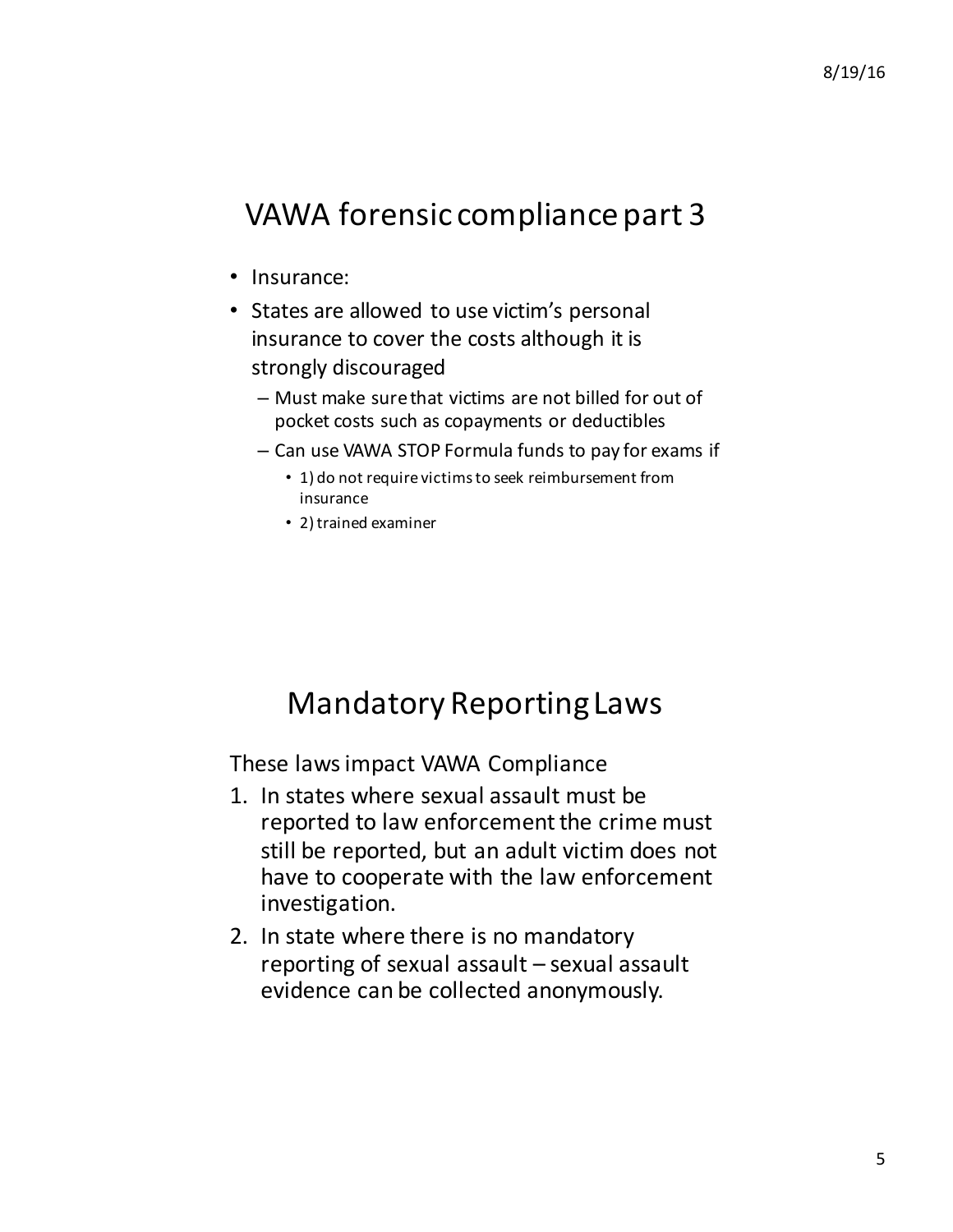## VAWA forensic compliance part 3

- Insurance:
- States are allowed to use victim's personal insurance to cover the costs although it is strongly discouraged
  - Must make sure that victims are not billed for out of pocket costs such as copayments or deductibles
  - Can use VAWA STOP Formula funds to pay for exams if
    - 1) do not require victims to seek reimbursement from insurance
    - 2) trained examiner

## Mandatory Reporting Laws

These laws impact VAWA Compliance

1. In states where sexual assault must be reported to law enforcement the crime must still be reported, but an adult victim does not have to cooperate with the law enforcement investigation.
2. In state where there is no mandatory reporting of sexual assault – sexual assault evidence can be collected anonymously.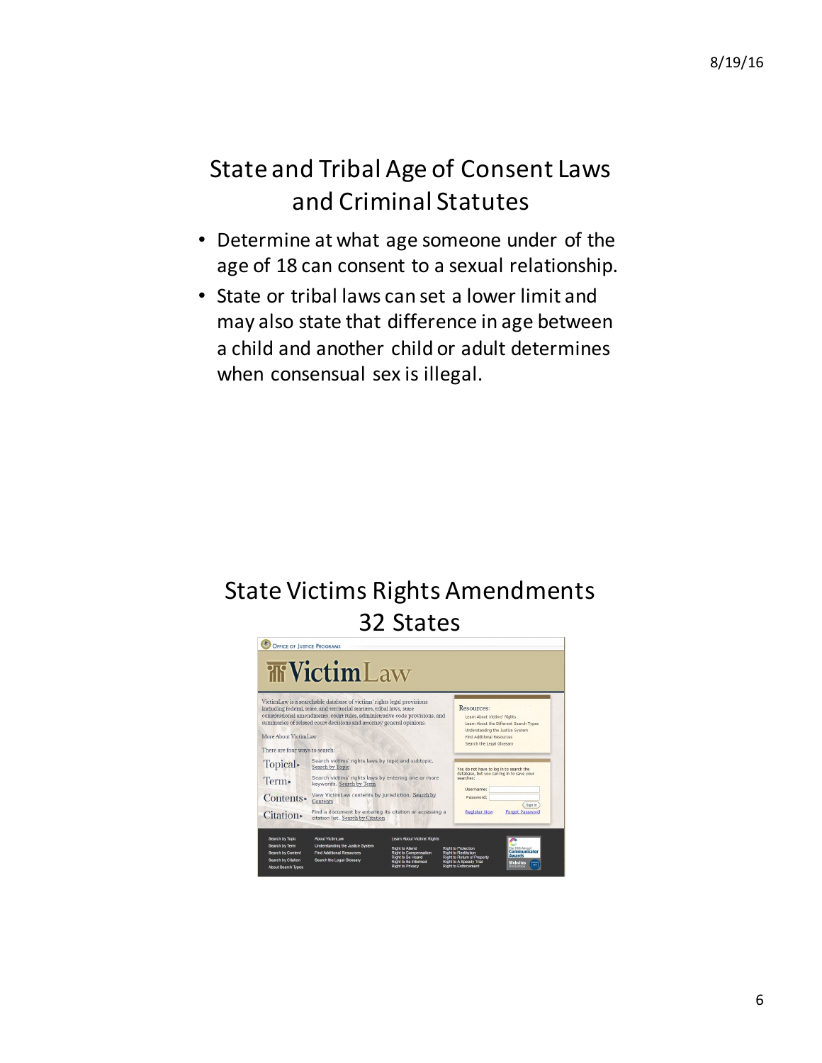## State and Tribal Age of Consent Laws and Criminal Statutes

- Determine at what age someone under of the age of 18 can consent to a sexual relationship.
- State or tribal laws can set a lower limit and may also state that difference in age between a child and another child or adult determines when consensual sex is illegal.

## State Victims Rights Amendments 32 States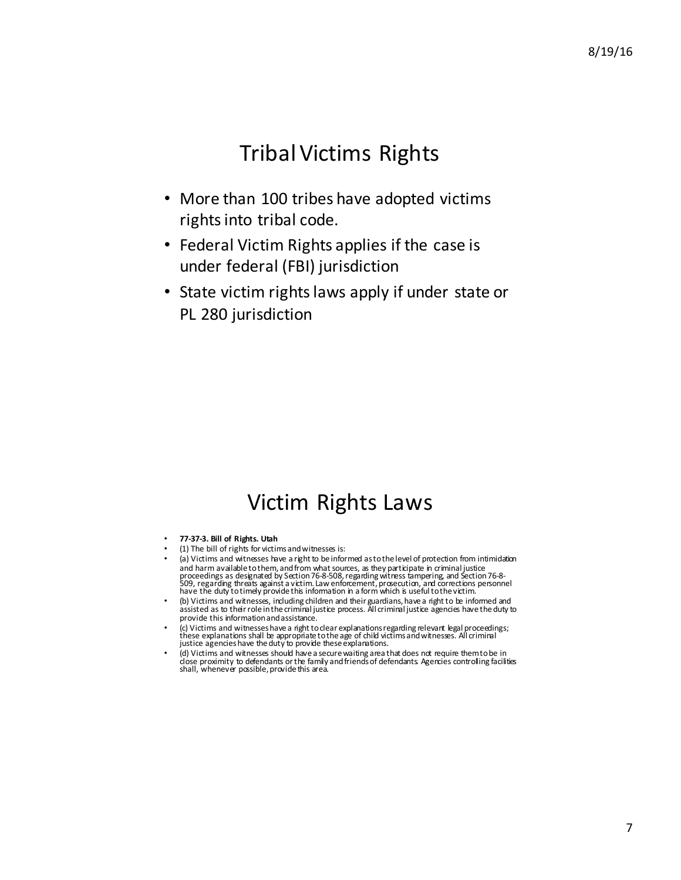## Tribal Victims Rights

- More than 100 tribes have adopted victims rights into tribal code.
- Federal Victim Rights applies if the case is under federal (FBI) jurisdiction
- State victim rights laws apply if under state or PL 280 jurisdiction

## Victim Rights Laws

- **77-37-3. Bill of Rights. Utah**
- (1) The bill of rights for victims and witnesses is:
- (a) Victims and witnesses have a right to be informed as to the level of protection from intimidation and harm available to them, and from what sources, as they participate in criminal justice proceedings as designated by Section 76-8-508, regarding witness tampering, and Section 76-8-509, regarding threats against a victim. Law enforcement, prosecution, and corrections personnel have the duty to timely provide this information in a form which is useful to the victim.
- (b) Victims and witnesses, including children and their guardians, have a right to be informed and assisted as to their role in the criminal justice process. All criminal justice agencies have the duty to provide this information and assistance.
- (c) Victims and witnesses have a right to clear explanations regarding relevant legal proceedings; these explanations shall be appropriate to the age of child victims and witnesses. All criminal justice agencies have the duty to provide these explanations.
- (d) Victims and witnesses should have a secure waiting area that does not require them to be in close proximity to defendants or the family and friends of defendants. Agencies controlling facilities shall, whenever possible, provide this area.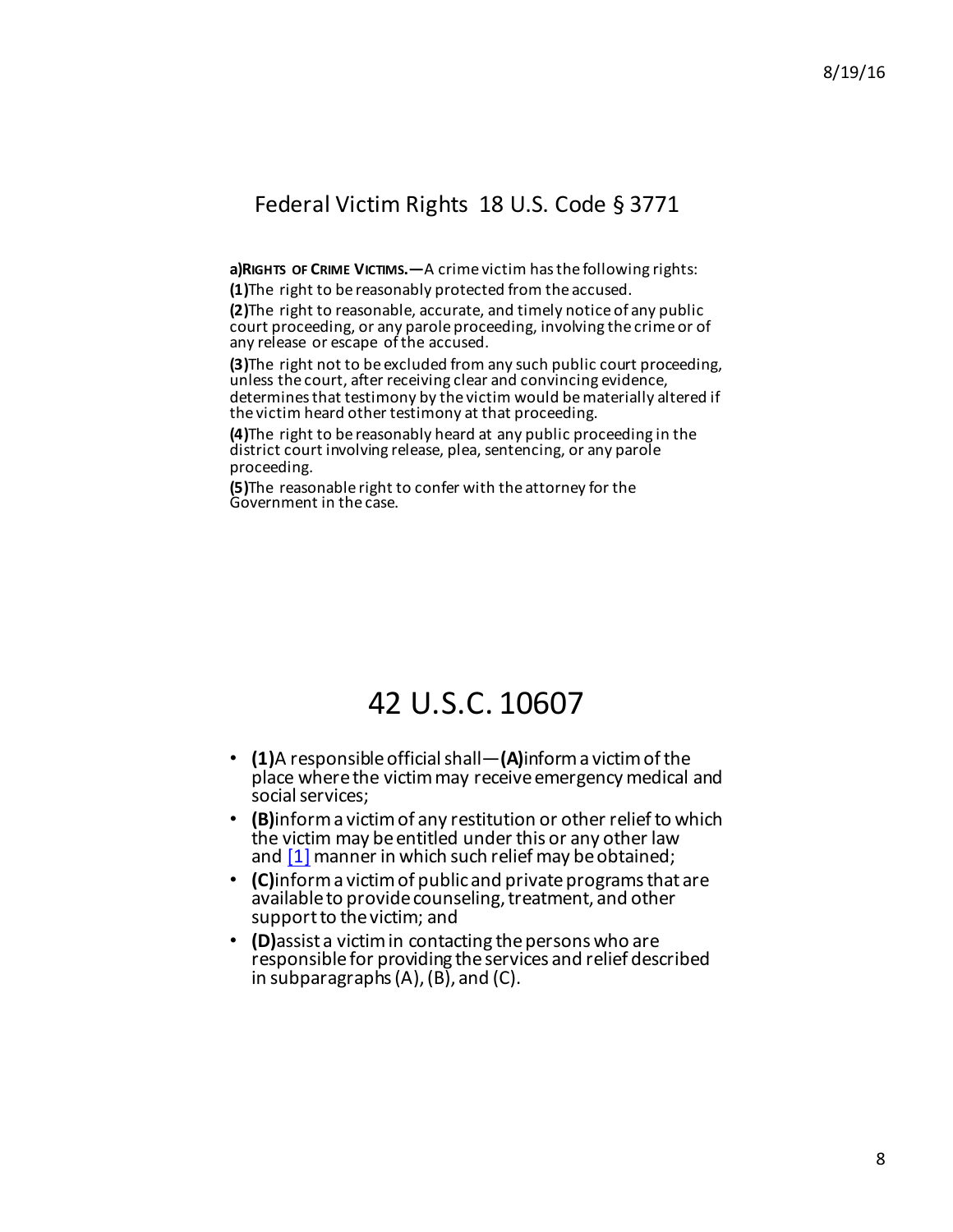## Federal Victim Rights 18 U.S. Code § 3771

**a)RIGHTS OF CRIME VICTIMS.—**A crime victim has the following rights:

**(1)**The right to be reasonably protected from the accused.

**(2)**The right to reasonable, accurate, and timely notice of any public court proceeding, or any parole proceeding, involving the crime or of any release or escape of the accused.

**(3)**The right not to be excluded from any such public court proceeding, unless the court, after receiving clear and convincing evidence, determines that testimony by the victim would be materially altered if the victim heard other testimony at that proceeding.

**(4)**The right to be reasonably heard at any public proceeding in the district court involving release, plea, sentencing, or any parole proceeding.

**(5)**The reasonable right to confer with the attorney for the Government in the case.

# 42 U.S.C. 10607

- **(1)**A responsible official shall—**(A)**inform a victim of the place where the victim may receive emergency medical and social services;
- **(B)**inform a victim of any restitution or other relief to which the victim may be entitled under this or any other law and [1] manner in which such relief may be obtained;
- **(C)**inform a victim of public and private programs that are available to provide counseling, treatment, and other support to the victim; and
- **(D)**assist a victim in contacting the persons who are responsible for providing the services and relief described in subparagraphs (A), (B), and (C).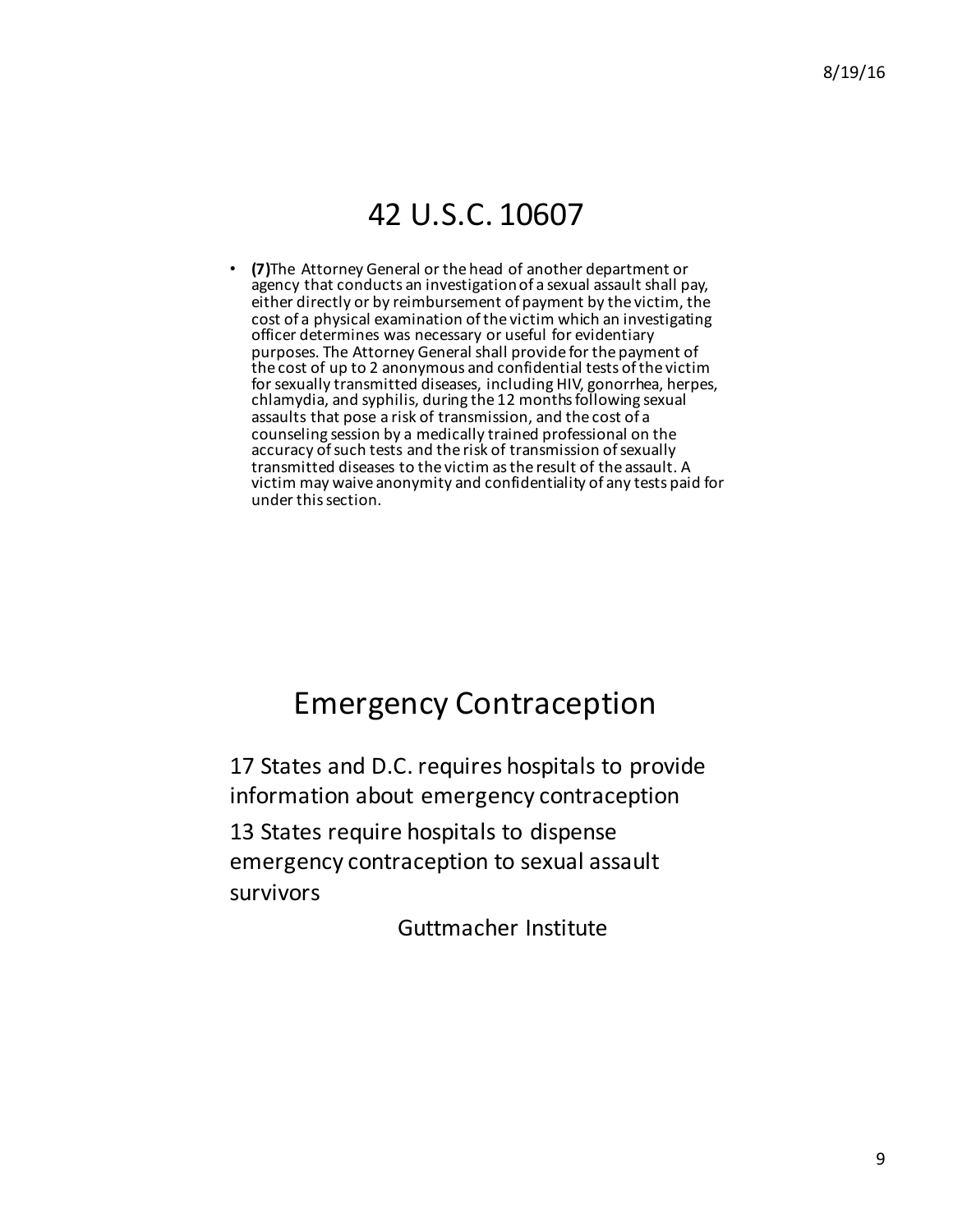# 42 U.S.C. 10607

- **(7)** The Attorney General or the head of another department or agency that conducts an investigation of a sexual assault shall pay, either directly or by reimbursement of payment by the victim, the cost of a physical examination of the victim which an investigating officer determines was necessary or useful for evidentiary purposes. The Attorney General shall provide for the payment of the cost of up to 2 anonymous and confidential tests of the victim for sexually transmitted diseases, including HIV, gonorrhea, herpes, chlamydia, and syphilis, during the 12 months following sexual assaults that pose a risk of transmission, and the cost of a counseling session by a medically trained professional on the accuracy of such tests and the risk of transmission of sexually transmitted diseases to the victim as the result of the assault. A victim may waive anonymity and confidentiality of any tests paid for under this section.

# Emergency Contraception

17 States and D.C. requires hospitals to provide information about emergency contraception

13 States require hospitals to dispense emergency contraception to sexual assault survivors

Guttmacher Institute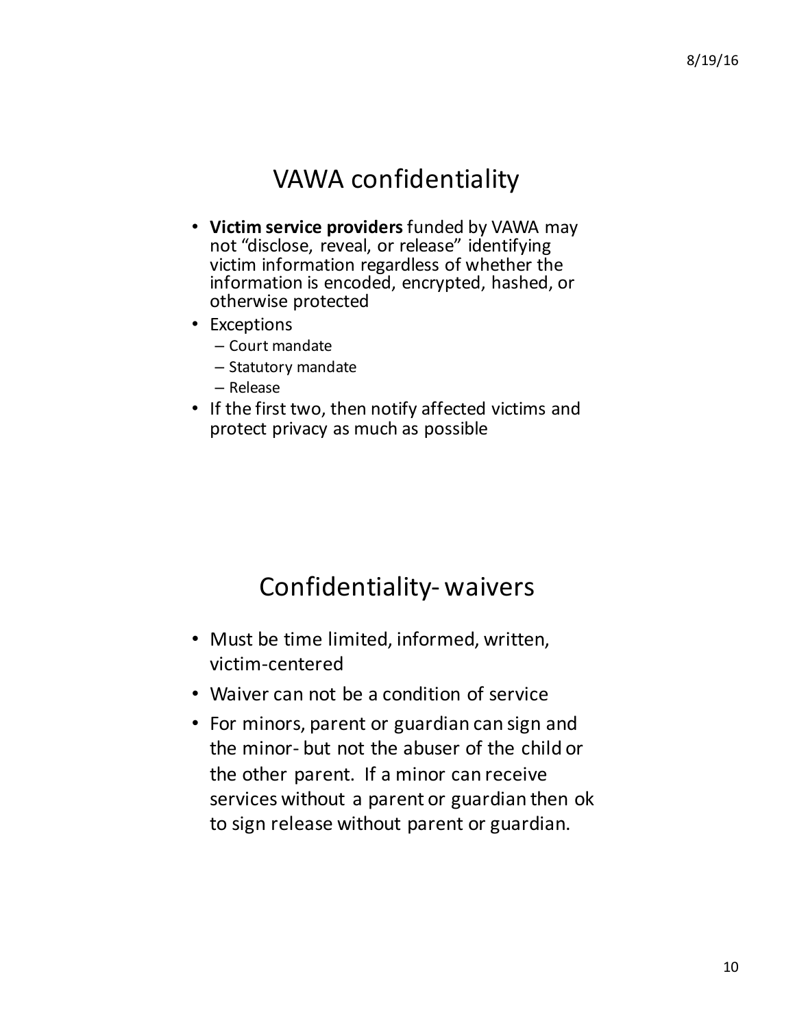## VAWA confidentiality

- **Victim service providers** funded by VAWA may not "disclose, reveal, or release" identifying victim information regardless of whether the information is encoded, encrypted, hashed, or otherwise protected
- Exceptions
  - Court mandate
  - Statutory mandate
  - Release
- If the first two, then notify affected victims and protect privacy as much as possible

## Confidentiality- waivers

- Must be time limited, informed, written, victim-centered
- Waiver can not be a condition of service
- For minors, parent or guardian can sign and the minor- but not the abuser of the child or the other parent. If a minor can receive services without a parent or guardian then ok to sign release without parent or guardian.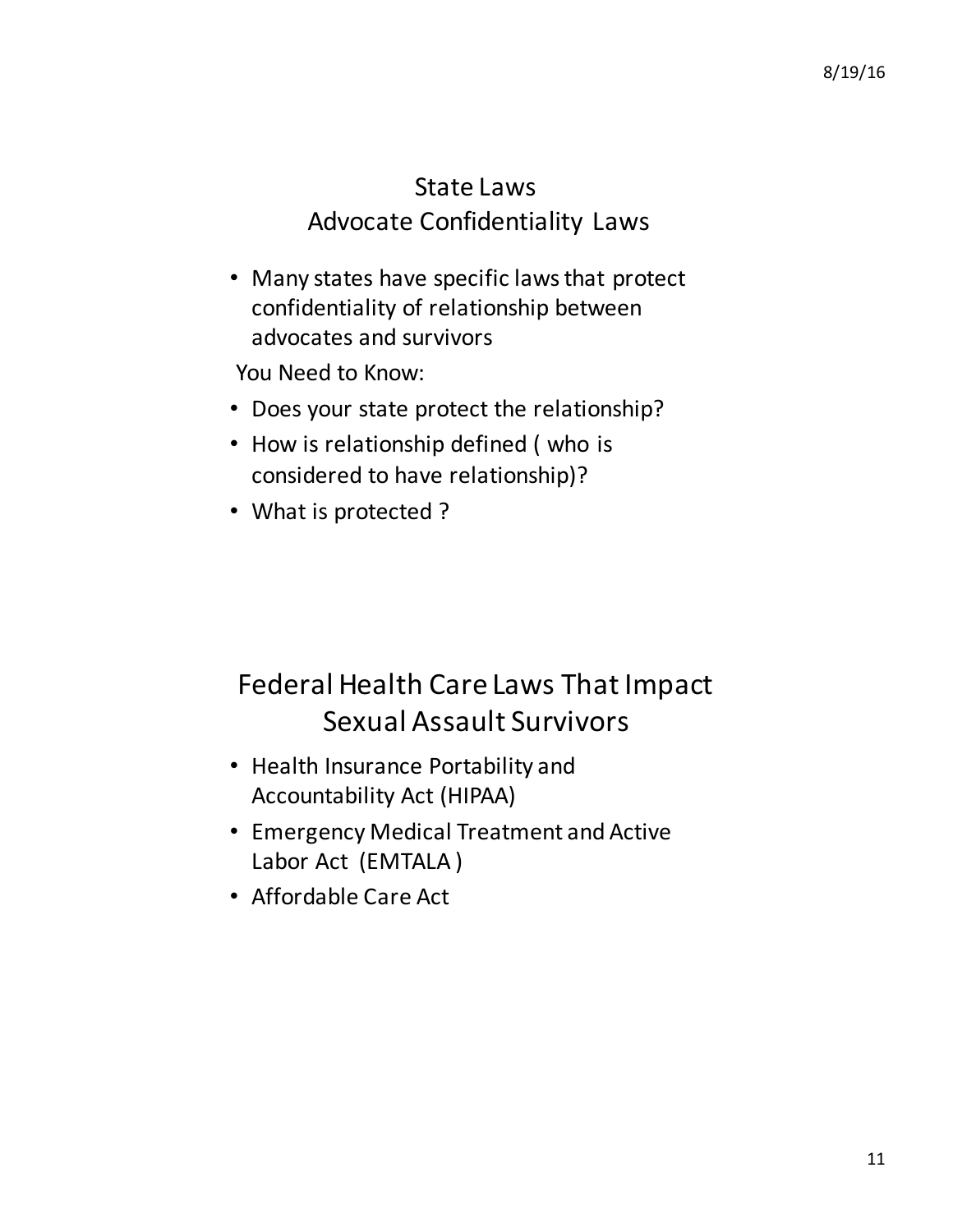## State Laws
## Advocate Confidentiality Laws

- Many states have specific laws that protect confidentiality of relationship between advocates and survivors

You Need to Know:

- Does your state protect the relationship?
- How is relationship defined ( who is considered to have relationship)?
- What is protected ?

## Federal Health Care Laws That Impact Sexual Assault Survivors

- Health Insurance Portability and Accountability Act (HIPAA)
- Emergency Medical Treatment and Active Labor Act (EMTALA )
- Affordable Care Act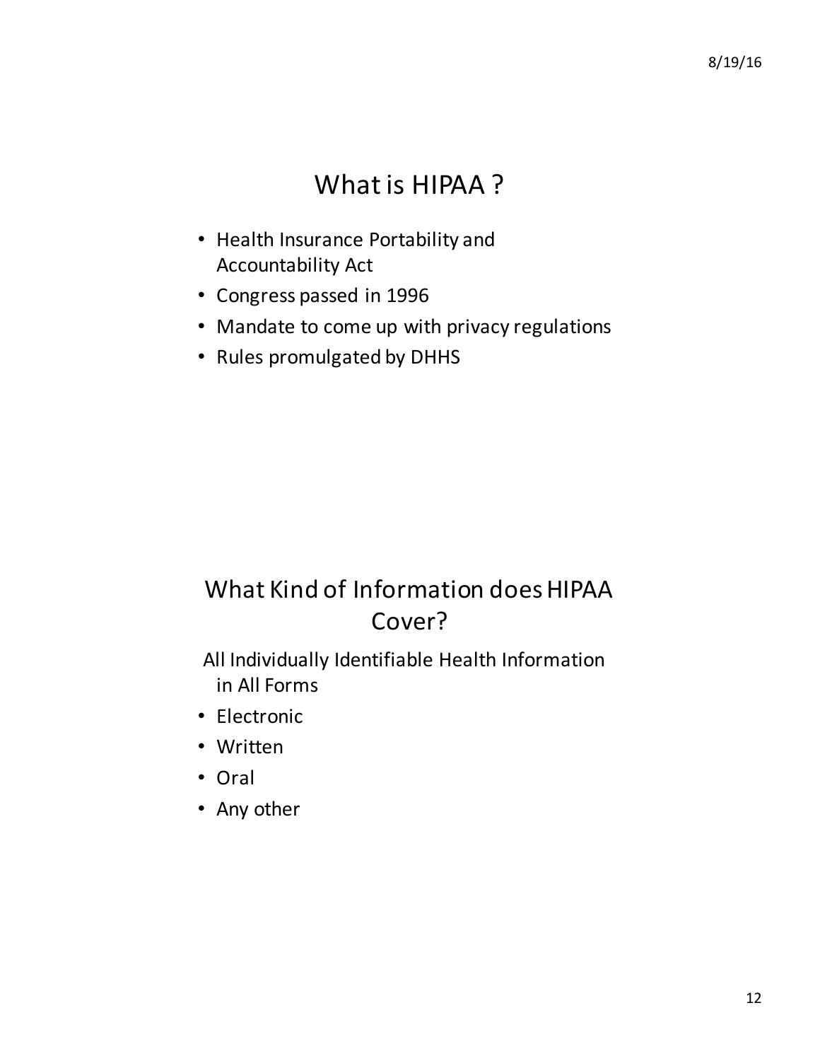# What is HIPAA ?

- Health Insurance Portability and Accountability Act
- Congress passed in 1996
- Mandate to come up with privacy regulations
- Rules promulgated by DHHS

# What Kind of Information does HIPAA Cover?

All Individually Identifiable Health Information in All Forms

- Electronic
- Written
- Oral
- Any other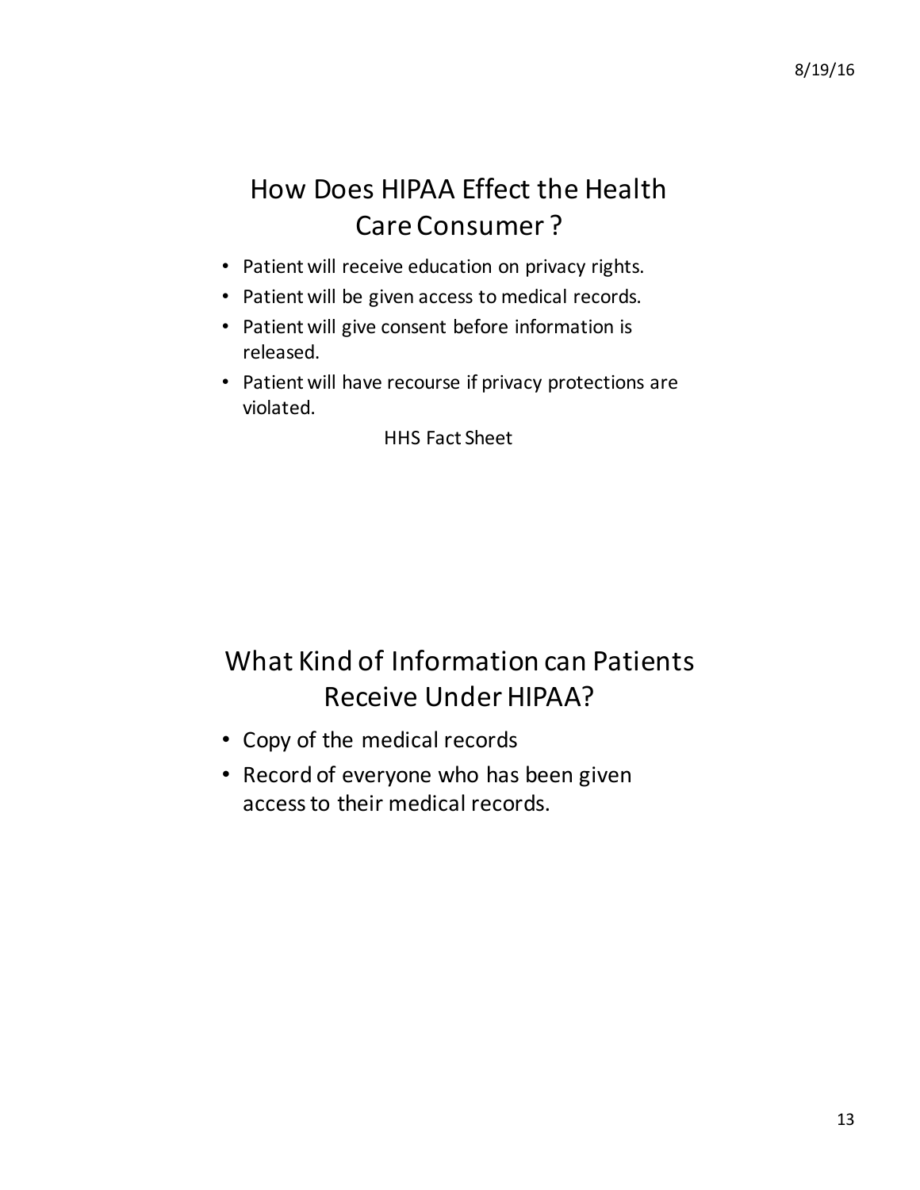## How Does HIPAA Effect the Health Care Consumer ?

- Patient will receive education on privacy rights.
- Patient will be given access to medical records.
- Patient will give consent before information is released.
- Patient will have recourse if privacy protections are violated.

HHS Fact Sheet

## What Kind of Information can Patients Receive Under HIPAA?

- Copy of the medical records
- Record of everyone who has been given access to their medical records.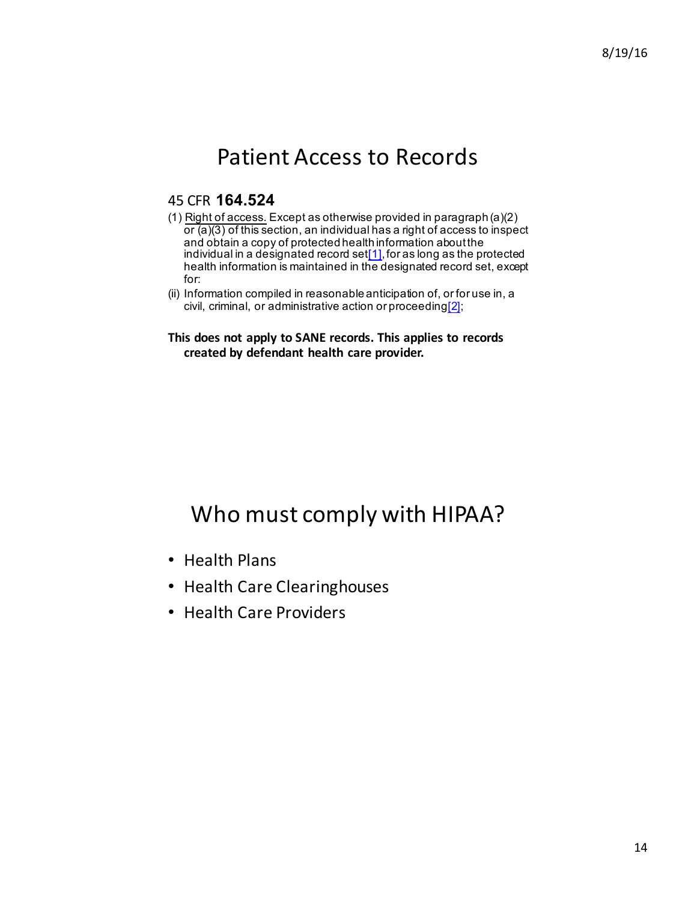# Patient Access to Records

45 CFR **164.524**

(1) Right of access. Except as otherwise provided in paragraph (a)(2) or (a)(3) of this section, an individual has a right of access to inspect and obtain a copy of protected health information about the individual in a designated record set[1], for as long as the protected health information is maintained in the designated record set, except for:

(ii) Information compiled in reasonable anticipation of, or for use in, a civil, criminal, or administrative action or proceeding[2];

**This does not apply to SANE records. This applies to records created by defendant health care provider.**

# Who must comply with HIPAA?

- Health Plans
- Health Care Clearinghouses
- Health Care Providers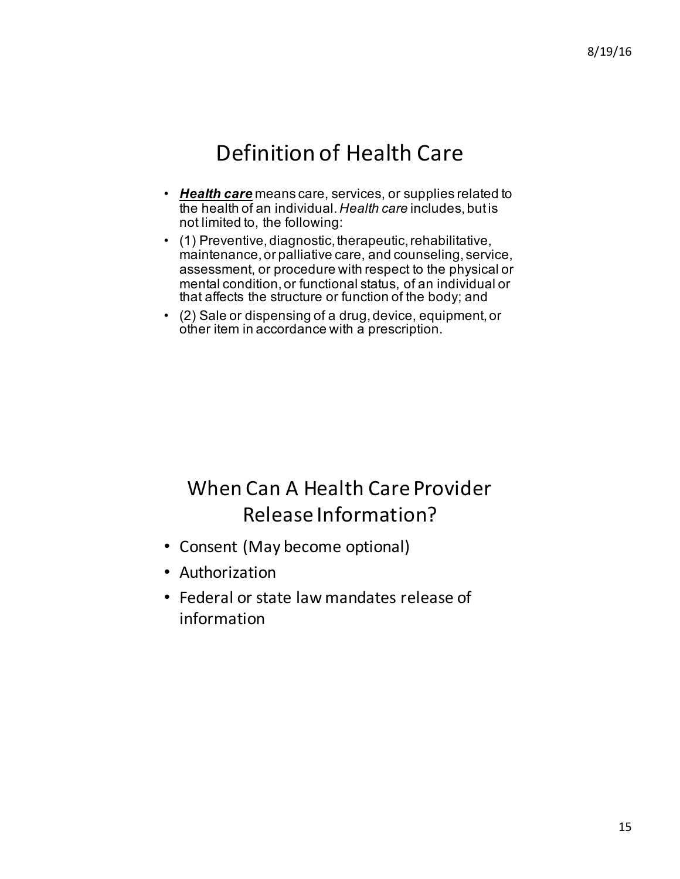# Definition of Health Care

- ***Health care*** means care, services, or supplies related to the health of an individual. *Health care* includes, but is not limited to, the following:
- (1) Preventive, diagnostic, therapeutic, rehabilitative, maintenance, or palliative care, and counseling, service, assessment, or procedure with respect to the physical or mental condition, or functional status, of an individual or that affects the structure or function of the body; and
- (2) Sale or dispensing of a drug, device, equipment, or other item in accordance with a prescription.

# When Can A Health Care Provider Release Information?

- Consent (May become optional)
- Authorization
- Federal or state law mandates release of information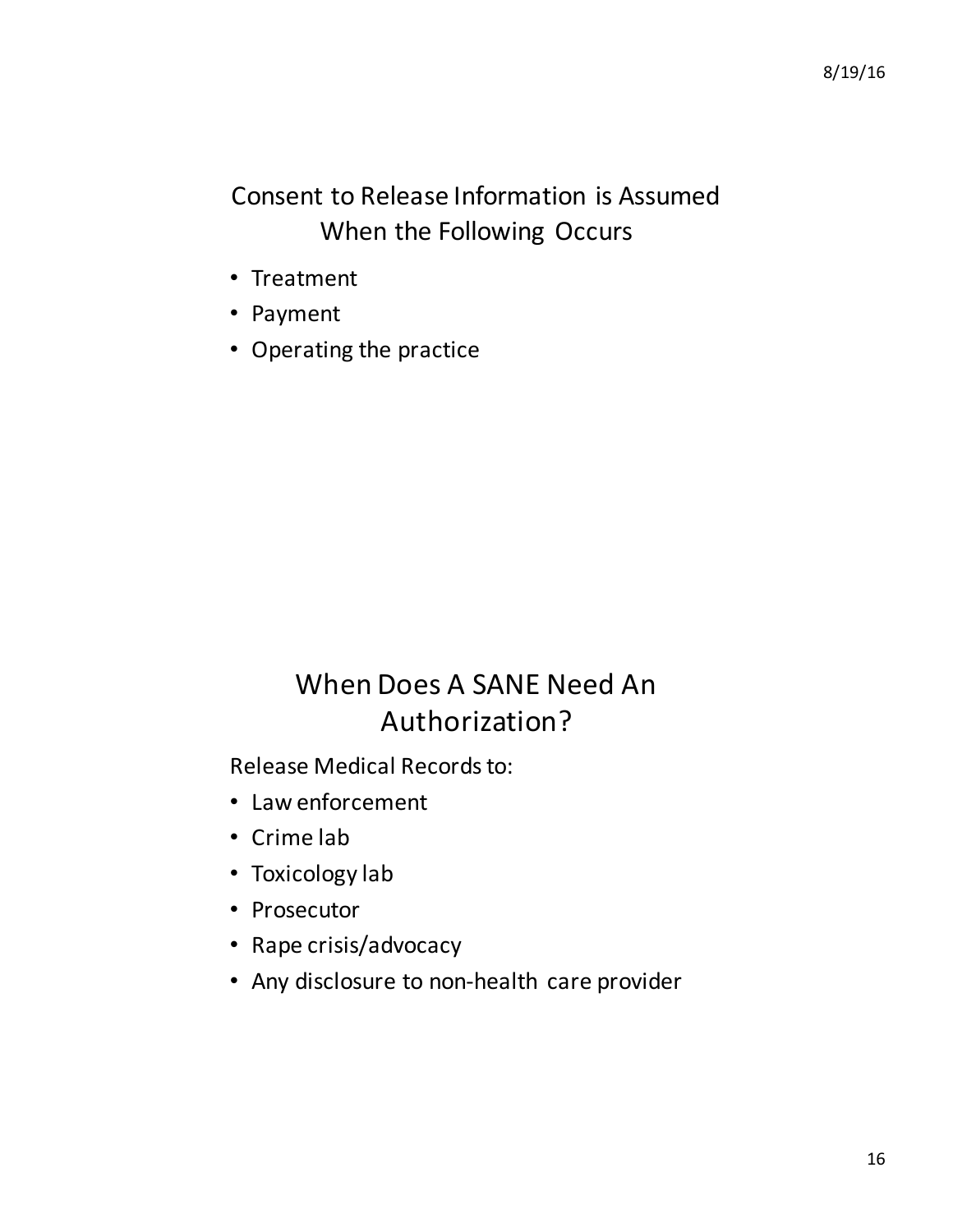## Consent to Release Information is Assumed When the Following Occurs

- Treatment
- Payment
- Operating the practice

## When Does A SANE Need An Authorization?

Release Medical Records to:

- Law enforcement
- Crime lab
- Toxicology lab
- Prosecutor
- Rape crisis/advocacy
- Any disclosure to non-health care provider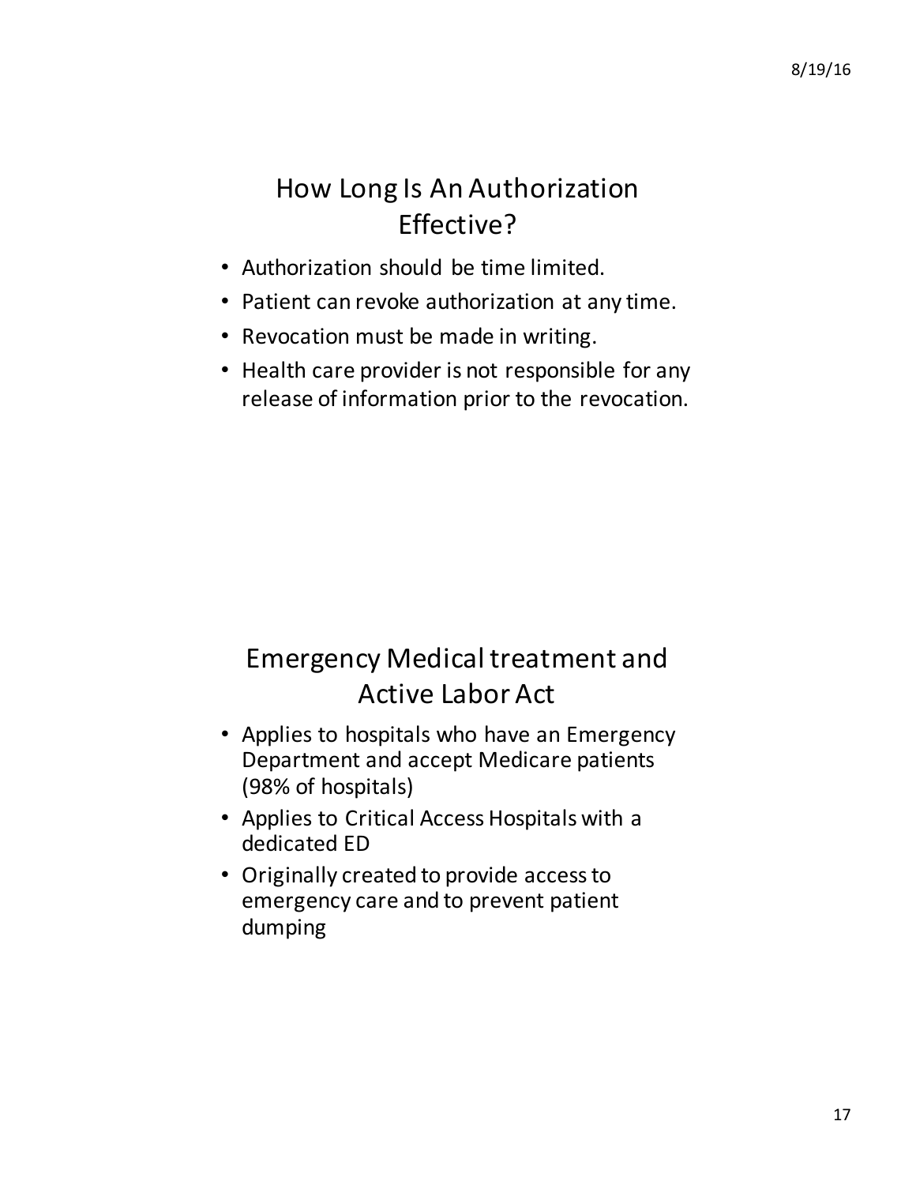## How Long Is An Authorization Effective?

- Authorization should be time limited.
- Patient can revoke authorization at any time.
- Revocation must be made in writing.
- Health care provider is not responsible for any release of information prior to the revocation.

## Emergency Medical treatment and Active Labor Act

- Applies to hospitals who have an Emergency Department and accept Medicare patients (98% of hospitals)
- Applies to Critical Access Hospitals with a dedicated ED
- Originally created to provide access to emergency care and to prevent patient dumping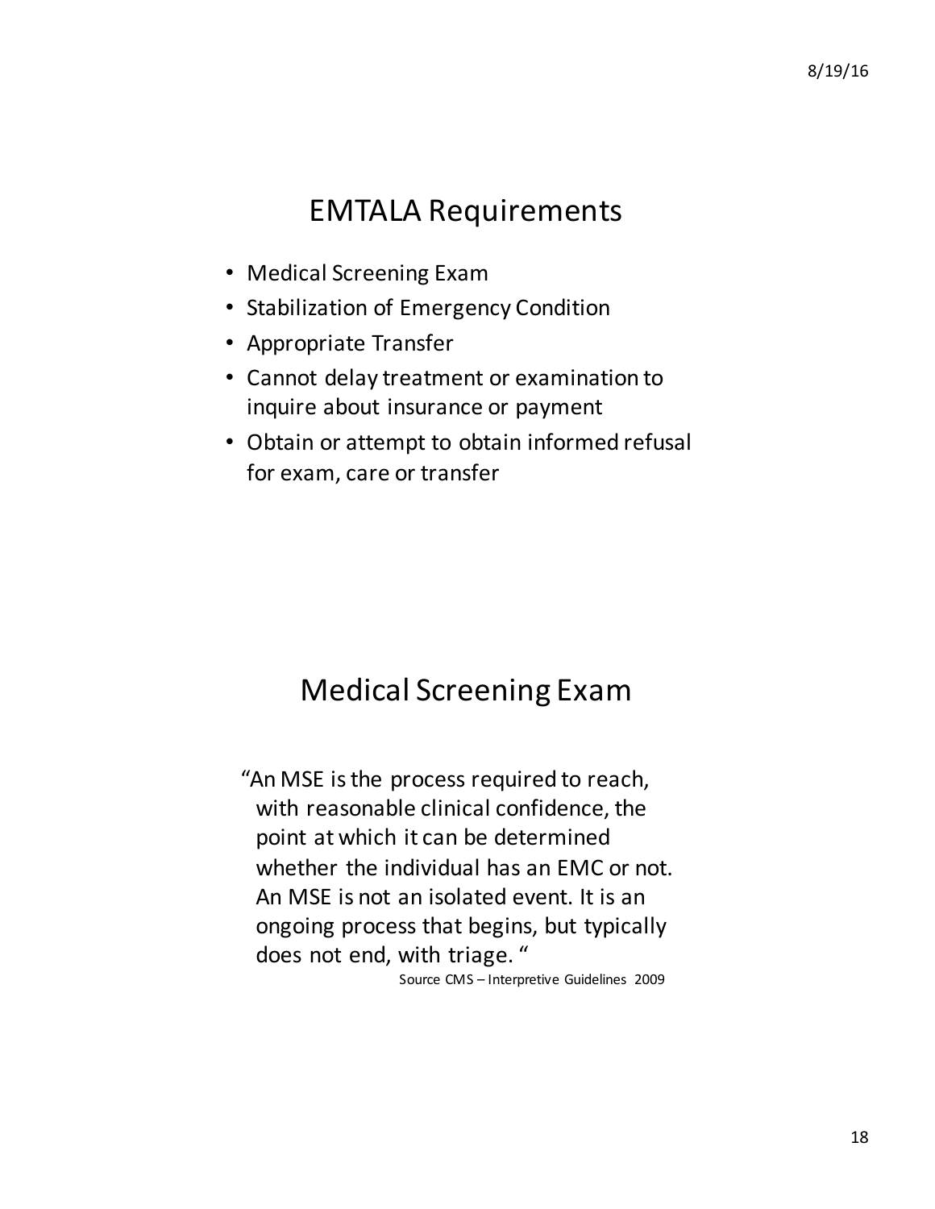## EMTALA Requirements

- Medical Screening Exam
- Stabilization of Emergency Condition
- Appropriate Transfer
- Cannot delay treatment or examination to inquire about insurance or payment
- Obtain or attempt to obtain informed refusal for exam, care or transfer

## Medical Screening Exam

"An MSE is the process required to reach, with reasonable clinical confidence, the point at which it can be determined whether the individual has an EMC or not. An MSE is not an isolated event. It is an ongoing process that begins, but typically does not end, with triage. "

Source CMS – Interpretive Guidelines 2009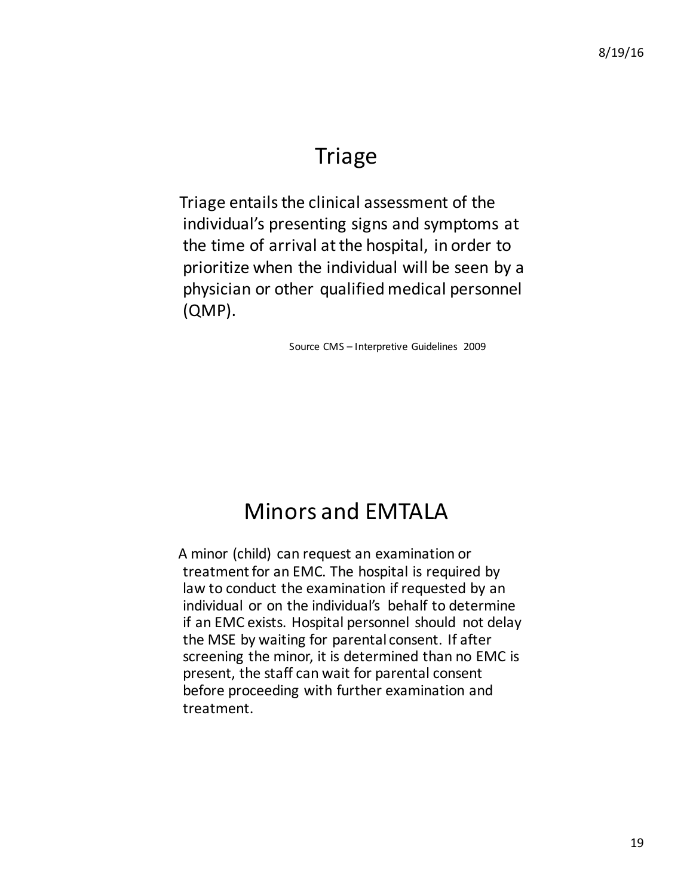# Triage

Triage entails the clinical assessment of the individual's presenting signs and symptoms at the time of arrival at the hospital, in order to prioritize when the individual will be seen by a physician or other qualified medical personnel (QMP).

Source CMS – Interpretive Guidelines 2009

# Minors and EMTALA

A minor (child) can request an examination or treatment for an EMC. The hospital is required by law to conduct the examination if requested by an individual or on the individual's behalf to determine if an EMC exists. Hospital personnel should not delay the MSE by waiting for parental consent. If after screening the minor, it is determined than no EMC is present, the staff can wait for parental consent before proceeding with further examination and treatment.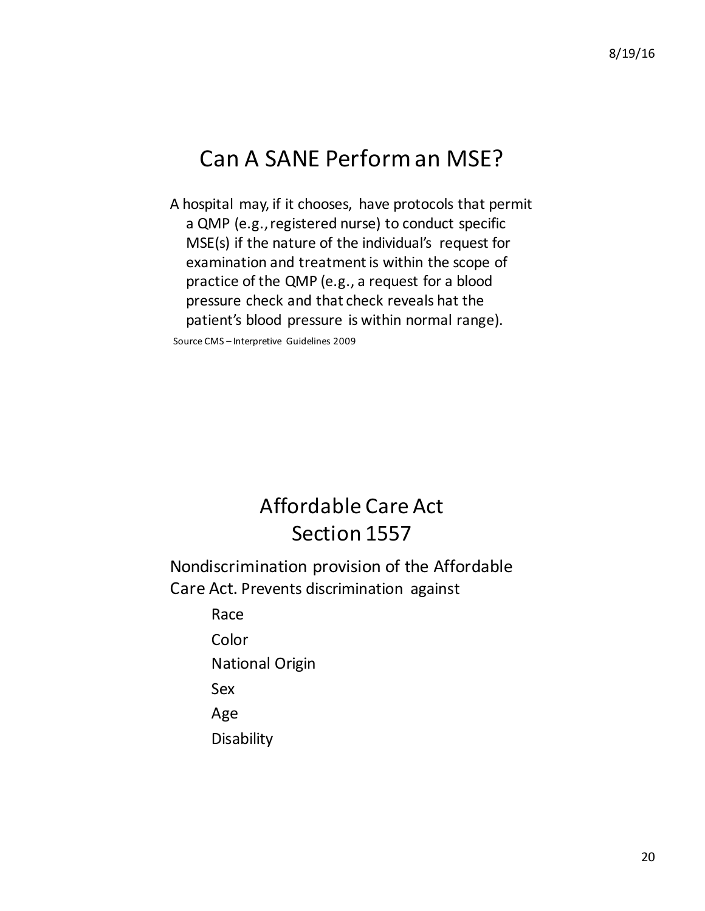# Can A SANE Perform an MSE?

A hospital may, if it chooses, have protocols that permit a QMP (e.g., registered nurse) to conduct specific MSE(s) if the nature of the individual's request for examination and treatment is within the scope of practice of the QMP (e.g., a request for a blood pressure check and that check reveals hat the patient's blood pressure is within normal range).

Source CMS – Interpretive Guidelines 2009

# Affordable Care Act Section 1557

Nondiscrimination provision of the Affordable Care Act. Prevents discrimination against

- Race
- Color
- National Origin
- Sex
- Age
- Disability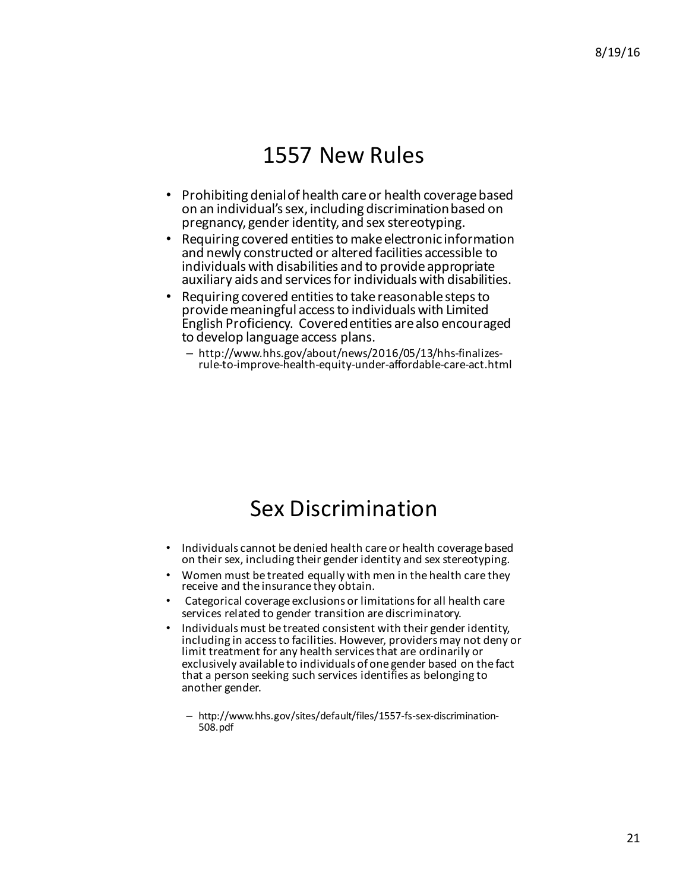# 1557 New Rules

- Prohibiting denial of health care or health coverage based on an individual's sex, including discrimination based on pregnancy, gender identity, and sex stereotyping.
- Requiring covered entities to make electronic information and newly constructed or altered facilities accessible to individuals with disabilities and to provide appropriate auxiliary aids and services for individuals with disabilities.
- Requiring covered entities to take reasonable steps to provide meaningful access to individuals with Limited English Proficiency. Covered entities are also encouraged to develop language access plans.
  - http://www.hhs.gov/about/news/2016/05/13/hhs-finalizes-rule-to-improve-health-equity-under-affordable-care-act.html

# Sex Discrimination

- Individuals cannot be denied health care or health coverage based on their sex, including their gender identity and sex stereotyping.
- Women must be treated equally with men in the health care they receive and the insurance they obtain.
- Categorical coverage exclusions or limitations for all health care services related to gender transition are discriminatory.
- Individuals must be treated consistent with their gender identity, including in access to facilities. However, providers may not deny or limit treatment for any health services that are ordinarily or exclusively available to individuals of one gender based on the fact that a person seeking such services identifies as belonging to another gender.
  - http://www.hhs.gov/sites/default/files/1557-fs-sex-discrimination-508.pdf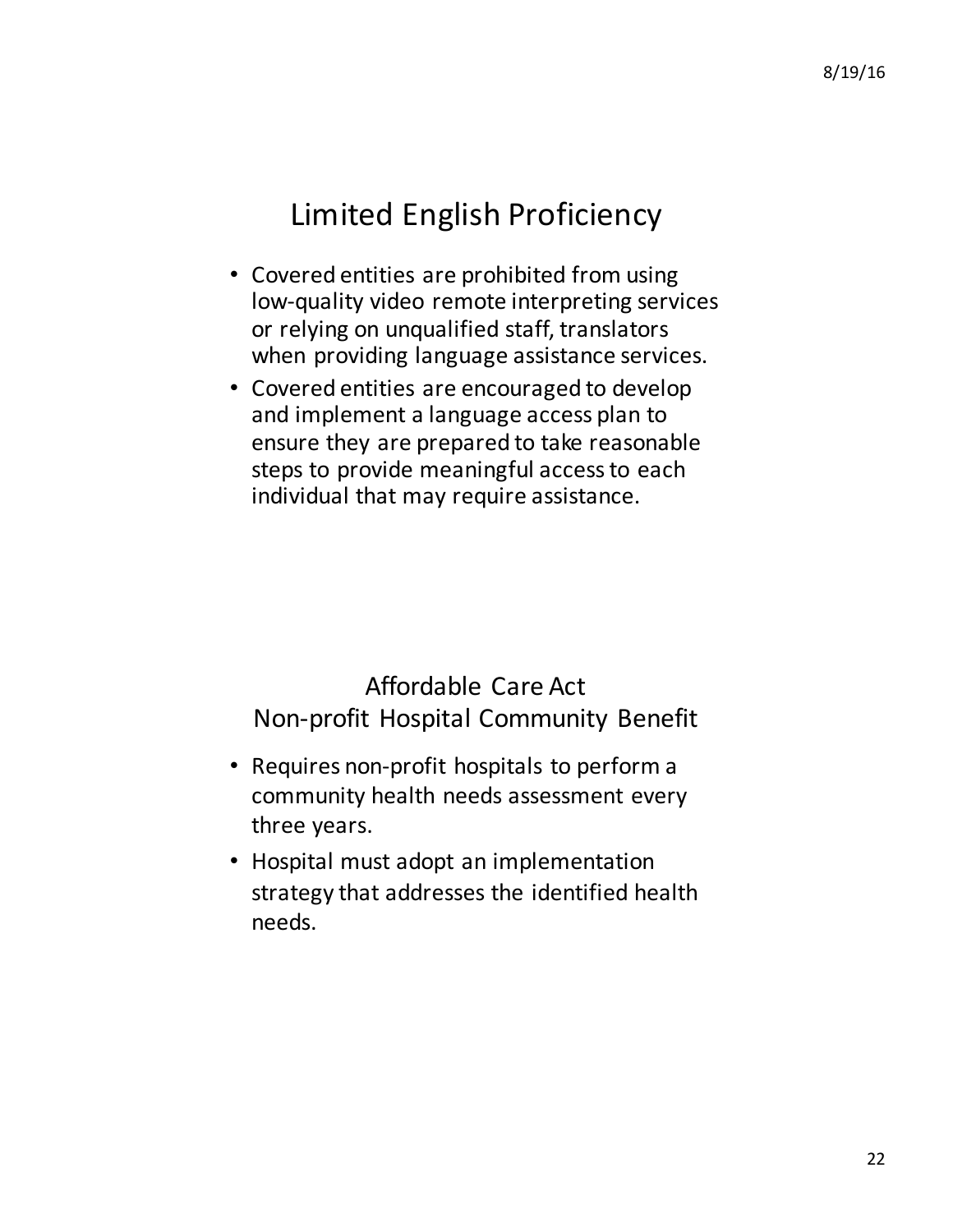## Limited English Proficiency

- Covered entities are prohibited from using low-quality video remote interpreting services or relying on unqualified staff, translators when providing language assistance services.
- Covered entities are encouraged to develop and implement a language access plan to ensure they are prepared to take reasonable steps to provide meaningful access to each individual that may require assistance.

## Affordable Care Act Non-profit Hospital Community Benefit

- Requires non-profit hospitals to perform a community health needs assessment every three years.
- Hospital must adopt an implementation strategy that addresses the identified health needs.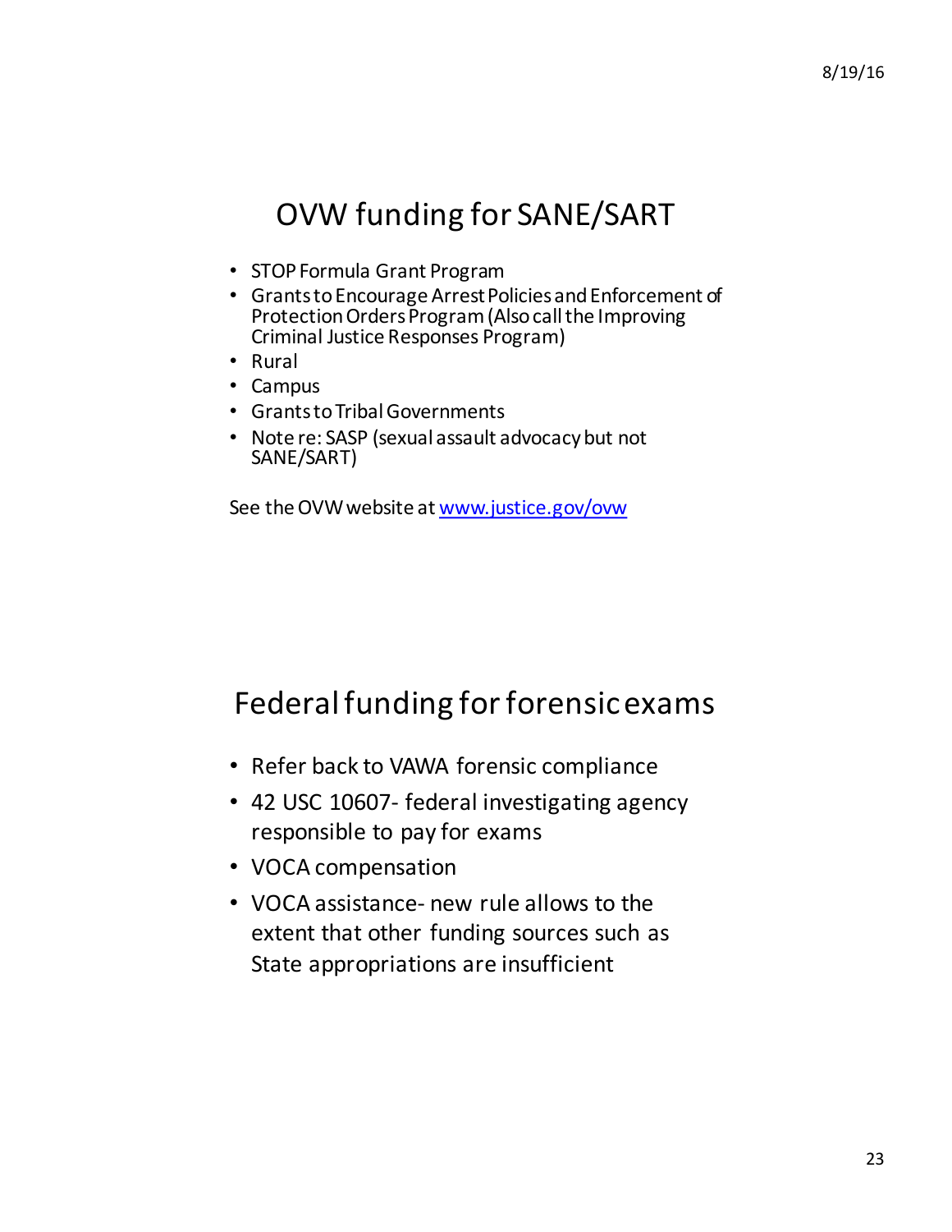## OVW funding for SANE/SART

- STOP Formula Grant Program
- Grants to Encourage Arrest Policies and Enforcement of Protection Orders Program (Also call the Improving Criminal Justice Responses Program)
- Rural
- Campus
- Grants to Tribal Governments
- Note re: SASP (sexual assault advocacy but not SANE/SART)

See the OVW website at [www.justice.gov/ovw](http://www.justice.gov/ovw)

## Federal funding for forensic exams

- Refer back to VAWA forensic compliance
- 42 USC 10607- federal investigating agency responsible to pay for exams
- VOCA compensation
- VOCA assistance- new rule allows to the extent that other funding sources such as State appropriations are insufficient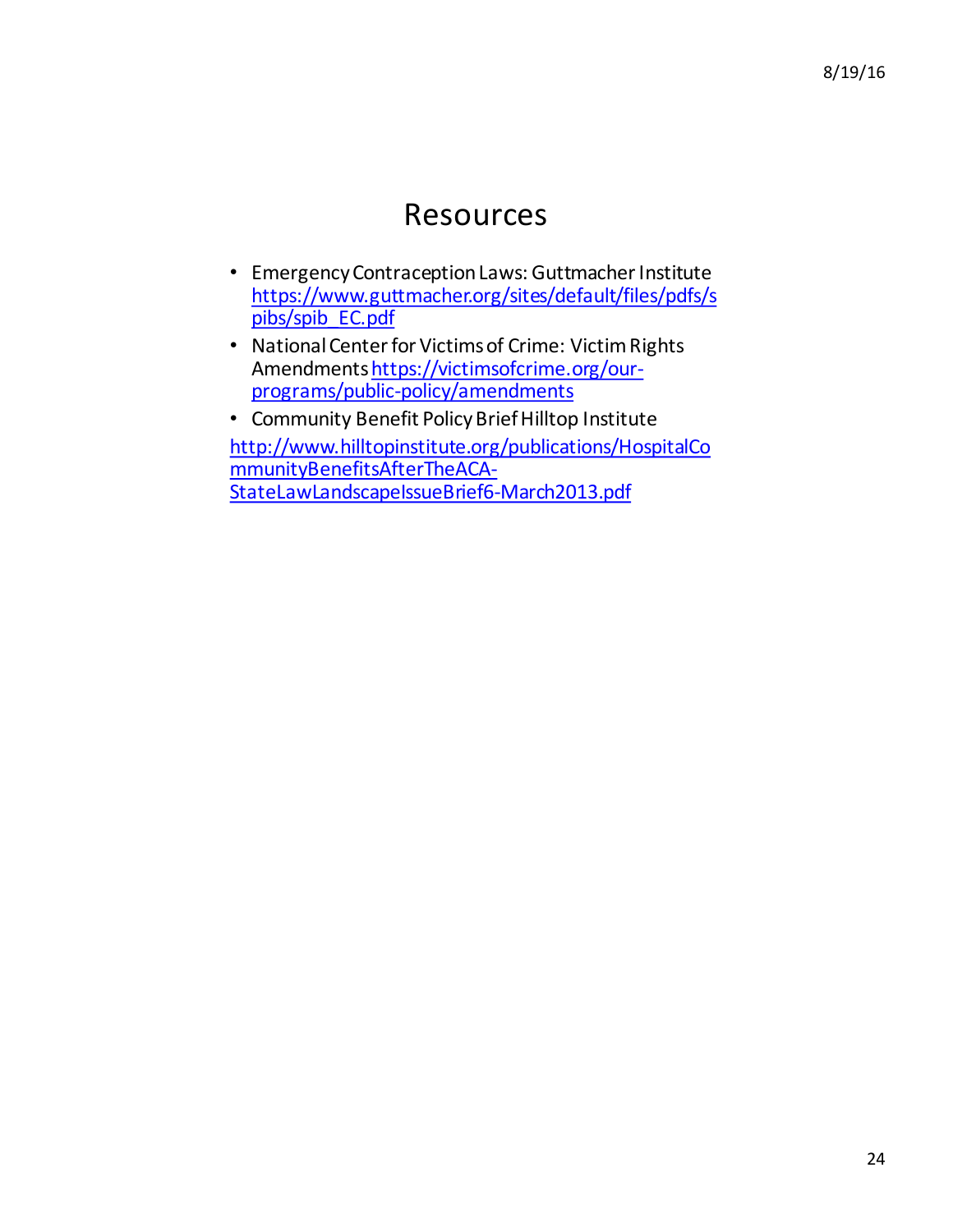# Resources

- Emergency Contraception Laws: Guttmacher Institute https://www.guttmacher.org/sites/default/files/pdfs/spibs/spib_EC.pdf
- National Center for Victims of Crime: Victim Rights Amendments https://victimsofcrime.org/our-programs/public-policy/amendments
- Community Benefit Policy Brief Hilltop Institute

http://www.hilltopinstitute.org/publications/HospitalCommunityBenefitsAfterTheACA-StateLawLandscapeIssueBrief6-March2013.pdf